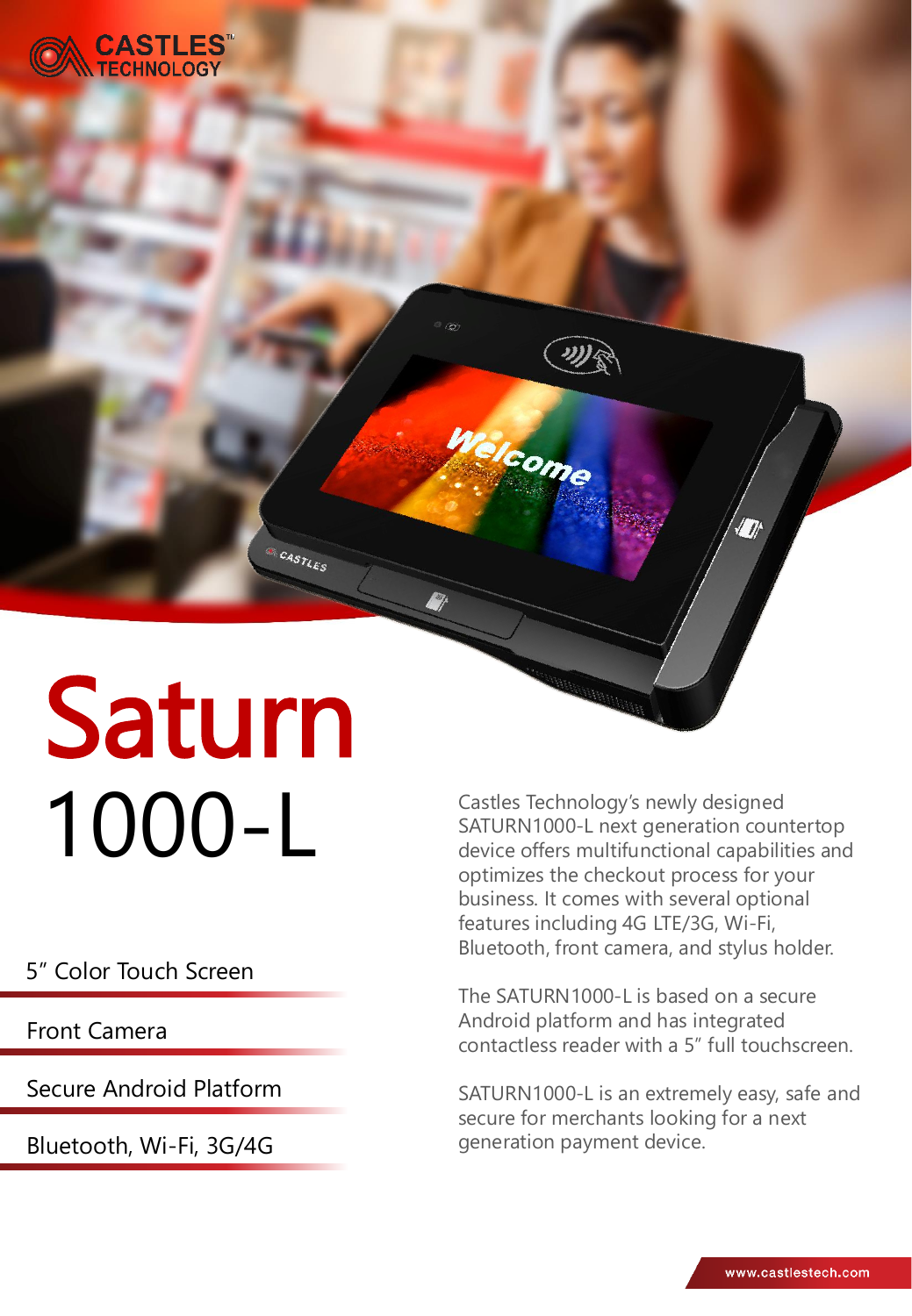CASTLES TECHNOLOGY

# Saturn 1000-L

- 5" Color Touch Screen
- Front Camera
- Secure Android Platform
- Bluetooth, Wi-Fi, 3G/4G

Castles Technology's newly designed SATURN1000-L next generation countertop device offers multifunctional capabilities and optimizes the checkout process for your business. It comes with several optional features including 4G LTE/3G, Wi-Fi, Bluetooth, front camera, and stylus holder.

The SATURN1000-L is based on a secure Android platform and has integrated contactless reader with a 5" full touchscreen.

SATURN1000-L is an extremely easy, safe and secure for merchants looking for a next generation payment device.

www.castlestech.com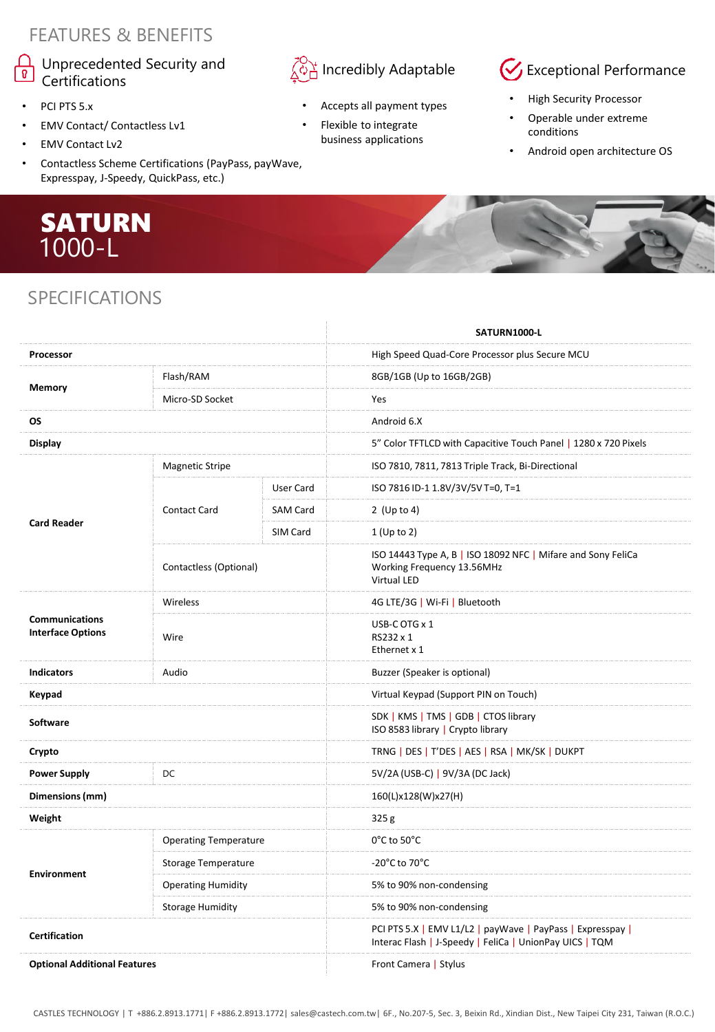## FEATURES & BENEFITS

### Unprecedented Security and Certifications

- PCI PTS 5.x
- EMV Contact/ Contactless Lv1
- EMV Contact Lv2
- Contactless Scheme Certifications (PayPass, payWave, Expresspay, J-Speedy, QuickPass, etc.)

### Incredibly Adaptable

- Accepts all payment types
- Flexible to integrate business applications

### Exceptional Performance

- High Security Processor
- Operable under extreme conditions
- Android open architecture OS

# SATURN 1000-L

## SPECIFICATIONS

| | | | SATURN1000-L |
|---|---|---|---|
| **Processor** | | | High Speed Quad-Core Processor plus Secure MCU |
| **Memory** | Flash/RAM | | 8GB/1GB (Up to 16GB/2GB) |
| | Micro-SD Socket | | Yes |
| **OS** | | | Android 6.X |
| **Display** | | | 5" Color TFTLCD with Capacitive Touch Panel \| 1280 x 720 Pixels |
| **Card Reader** | Magnetic Stripe | | ISO 7810, 7811, 7813 Triple Track, Bi-Directional |
| | Contact Card | User Card | ISO 7816 ID-1 1.8V/3V/5V T=0, T=1 |
| | | SAM Card | 2 (Up to 4) |
| | | SIM Card | 1 (Up to 2) |
| | Contactless (Optional) | | ISO 14443 Type A, B \| ISO 18092 NFC \| Mifare and Sony FeliCa<br>Working Frequency 13.56MHz<br>Virtual LED |
| **Communications Interface Options** | Wireless | | 4G LTE/3G \| Wi-Fi \| Bluetooth |
| | Wire | | USB-C OTG x 1<br>RS232 x 1<br>Ethernet x 1 |
| **Indicators** | Audio | | Buzzer (Speaker is optional) |
| **Keypad** | | | Virtual Keypad (Support PIN on Touch) |
| **Software** | | | SDK \| KMS \| TMS \| GDB \| CTOS library<br>ISO 8583 library \| Crypto library |
| **Crypto** | | | TRNG \| DES \| T'DES \| AES \| RSA \| MK/SK \| DUKPT |
| **Power Supply** | DC | | 5V/2A (USB-C) \| 9V/3A (DC Jack) |
| **Dimensions (mm)** | | | 160(L)x128(W)x27(H) |
| **Weight** | | | 325 g |
| **Environment** | Operating Temperature | | 0°C to 50°C |
| | Storage Temperature | | -20°C to 70°C |
| | Operating Humidity | | 5% to 90% non-condensing |
| | Storage Humidity | | 5% to 90% non-condensing |
| **Certification** | | | PCI PTS 5.X \| EMV L1/L2 \| payWave \| PayPass \| Expresspay \|<br>Interac Flash \| J-Speedy \| FeliCa \| UnionPay UICS \| TQM |
| **Optional Additional Features** | | | Front Camera \| Stylus |

CASTLES TECHNOLOGY | T +886.2.8913.1771| F +886.2.8913.1772| sales@castech.com.tw| 6F., No.207-5, Sec. 3, Beixin Rd., Xindian Dist., New Taipei City 231, Taiwan (R.O.C.)